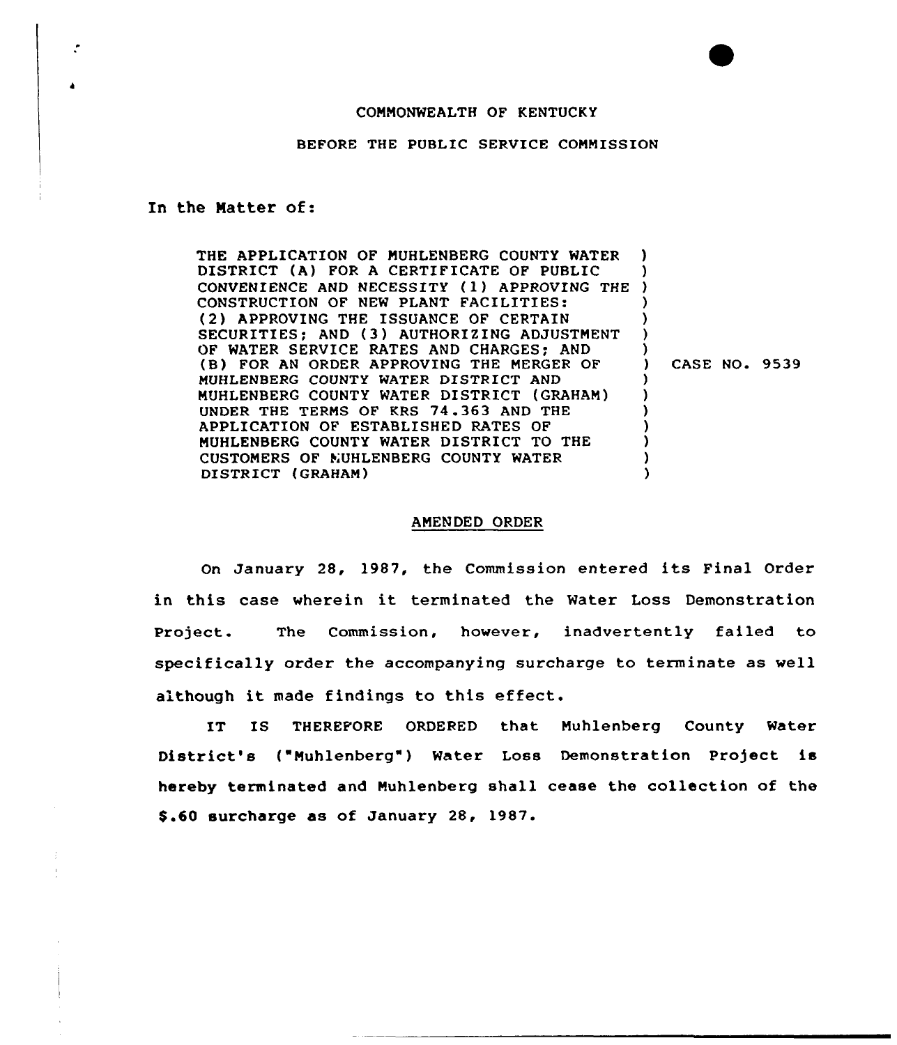COMMONWEALTH OF KENTUCKY

BEFORE THE PUBLIC SERVICE COMMISSION

In the Matter of:

| | | |
|---|---|---|
| THE APPLICATION OF MUHLENBERG COUNTY WATER DISTRICT (A) FOR A CERTIFICATE OF PUBLIC CONVENIENCE AND NECESSITY (1) APPROVING THE CONSTRUCTION OF NEW PLANT FACILITIES: (2) APPROVING THE ISSUANCE OF CERTAIN SECURITIES; AND (3) AUTHORIZING ADJUSTMENT OF WATER SERVICE RATES AND CHARGES; AND (B) FOR AN ORDER APPROVING THE MERGER OF MUHLENBERG COUNTY WATER DISTRICT AND MUHLENBERG COUNTY WATER DISTRICT (GRAHAM) UNDER THE TERMS OF KRS 74.363 AND THE APPLICATION OF ESTABLISHED RATES OF MUHLENBERG COUNTY WATER DISTRICT TO THE CUSTOMERS OF MUHLENBERG COUNTY WATER DISTRICT (GRAHAM) | ) | CASE NO. 9539 |

## AMENDED ORDER

On January 28, 1987, the Commission entered its Final Order in this case wherein it terminated the Water Loss Demonstration Project. The Commission, however, inadvertently failed to specifically order the accompanying surcharge to terminate as well although it made findings to this effect.

IT IS THEREFORE ORDERED that Muhlenberg County Water District's ("Muhlenberg") Water Loss Demonstration Project is hereby terminated and Muhlenberg shall cease the collection of the $.60 surcharge as of January 28, 1987.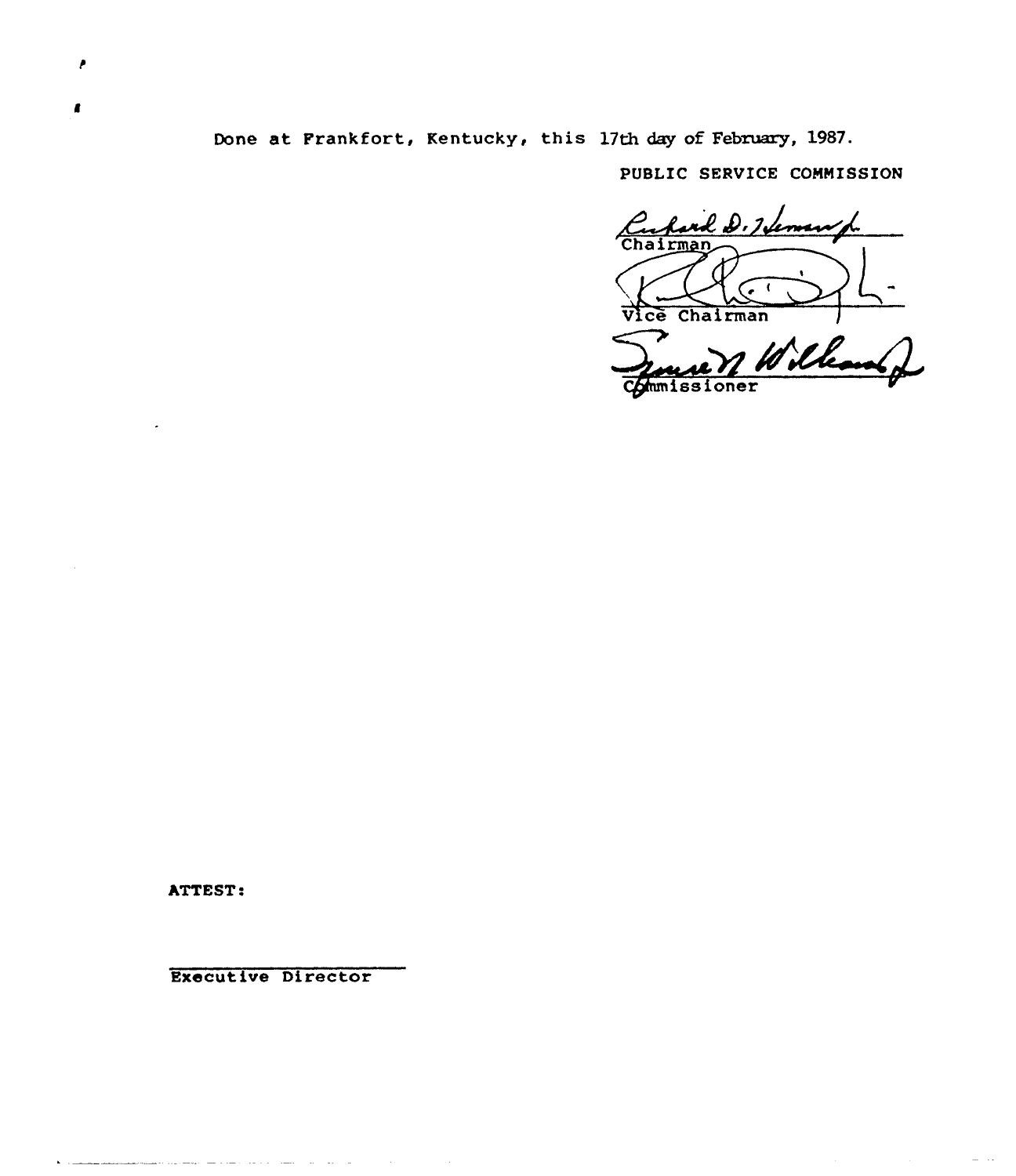Done at Frankfort, Kentucky, this 17th day of February, 1987.

PUBLIC SERVICE COMMISSION

Chairman

Vice Chairman

Commissioner

ATTEST:

Executive Director